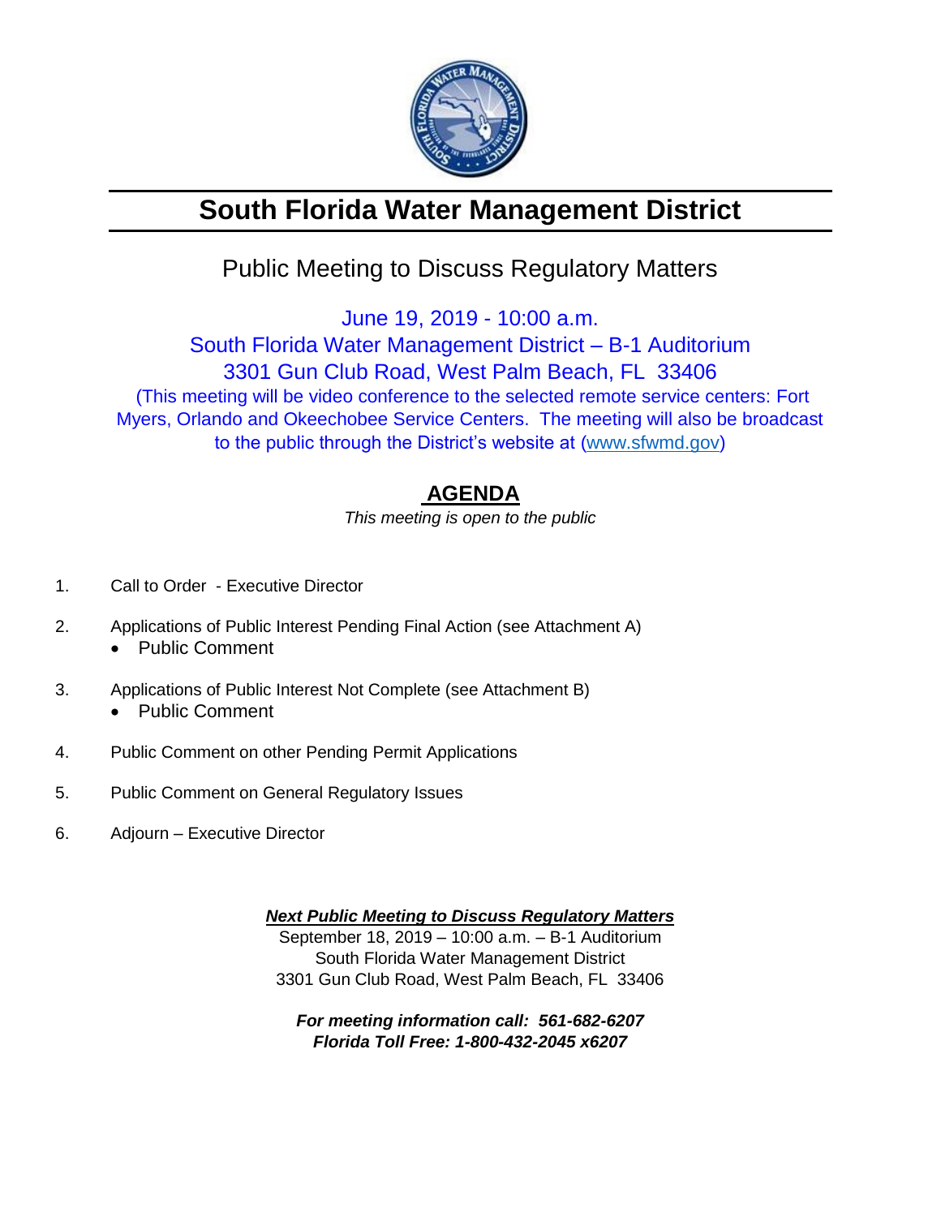# South Florida Water Management District

## Public Meeting to Discuss Regulatory Matters

June 19, 2019 - 10:00 a.m.
South Florida Water Management District – B-1 Auditorium
3301 Gun Club Road, West Palm Beach, FL 33406
(This meeting will be video conference to the selected remote service centers: Fort Myers, Orlando and Okeechobee Service Centers. The meeting will also be broadcast to the public through the District's website at (www.sfwmd.gov)

## AGENDA

*This meeting is open to the public*

1. Call to Order - Executive Director
2. Applications of Public Interest Pending Final Action (see Attachment A)
   - Public Comment
3. Applications of Public Interest Not Complete (see Attachment B)
   - Public Comment
4. Public Comment on other Pending Permit Applications
5. Public Comment on General Regulatory Issues
6. Adjourn – Executive Director

***Next Public Meeting to Discuss Regulatory Matters***
September 18, 2019 – 10:00 a.m. – B-1 Auditorium
South Florida Water Management District
3301 Gun Club Road, West Palm Beach, FL 33406

***For meeting information call: 561-682-6207***
***Florida Toll Free: 1-800-432-2045 x6207***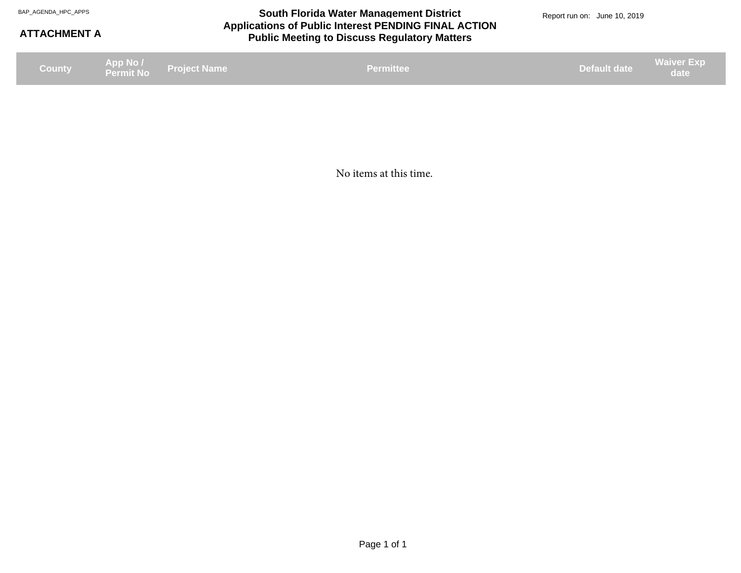BAP_AGENDA_HPC_APPS

**ATTACHMENT A**

# South Florida Water Management District
## Applications of Public Interest PENDING FINAL ACTION
## Public Meeting to Discuss Regulatory Matters

Report run on: June 10, 2019

| County | App No / Permit No | Project Name | Permittee | Default date | Waiver Exp date |
|---|---|---|---|---|---|

No items at this time.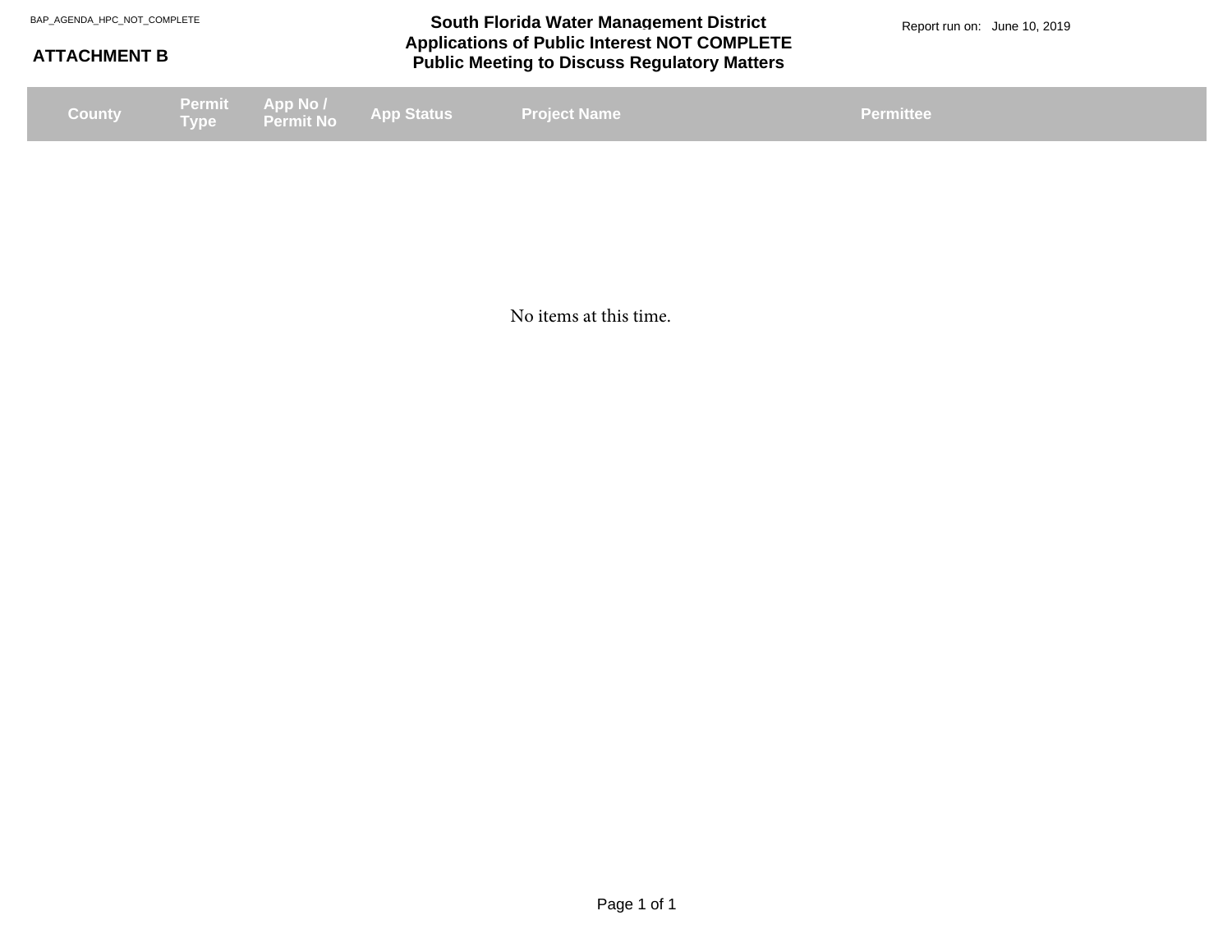BAP_AGENDA_HPC_NOT_COMPLETE

**ATTACHMENT B**

# South Florida Water Management District
## Applications of Public Interest NOT COMPLETE
## Public Meeting to Discuss Regulatory Matters

Report run on: June 10, 2019

| County | Permit Type | App No / Permit No | App Status | Project Name | Permittee |
|---|---|---|---|---|---|

No items at this time.